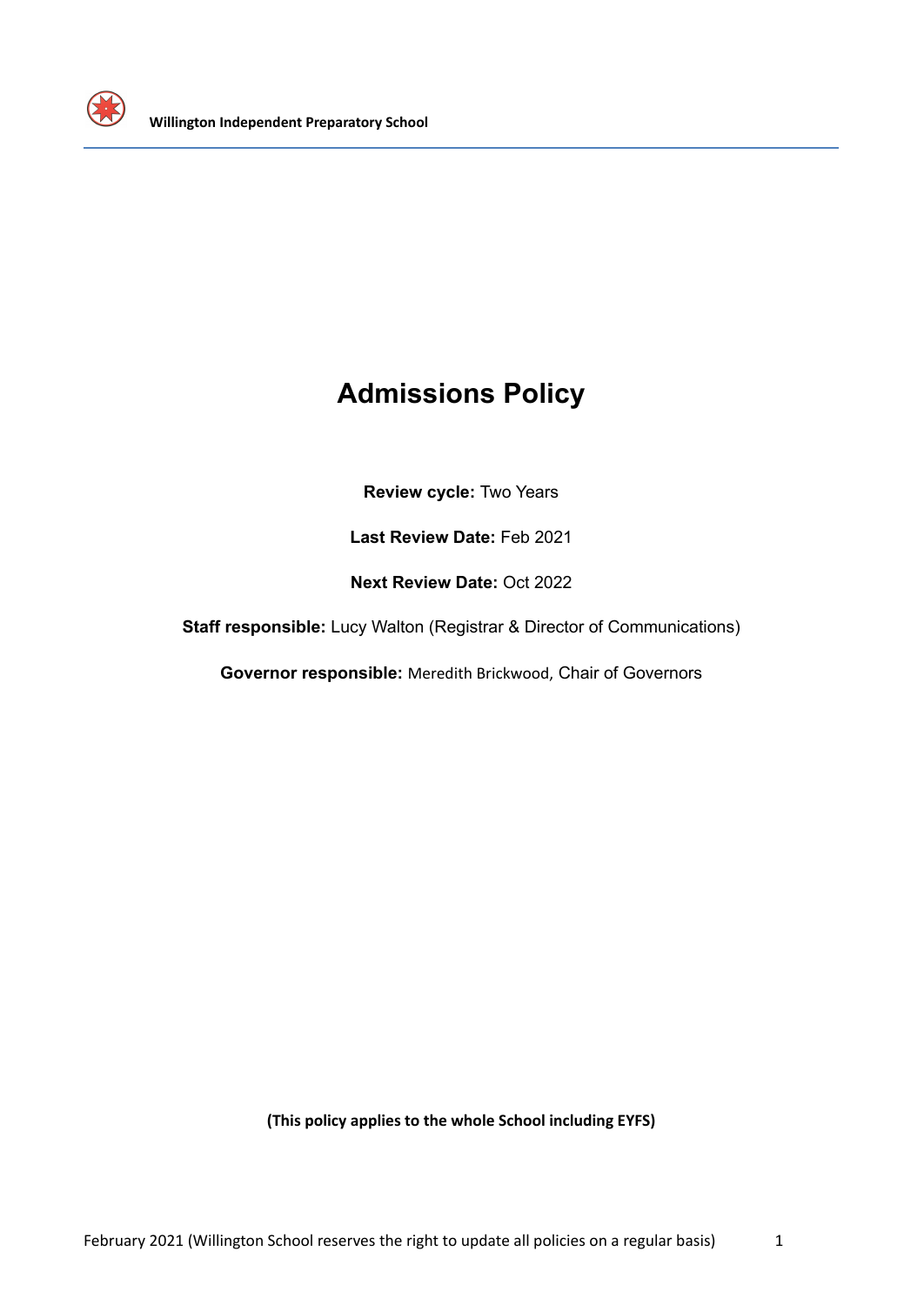# Admissions Policy

**Review cycle:** Two Years

**Last Review Date:** Feb 2021

**Next Review Date:** Oct 2022

**Staff responsible:** Lucy Walton (Registrar & Director of Communications)

**Governor responsible:** Meredith Brickwood, Chair of Governors

**(This policy applies to the whole School including EYFS)**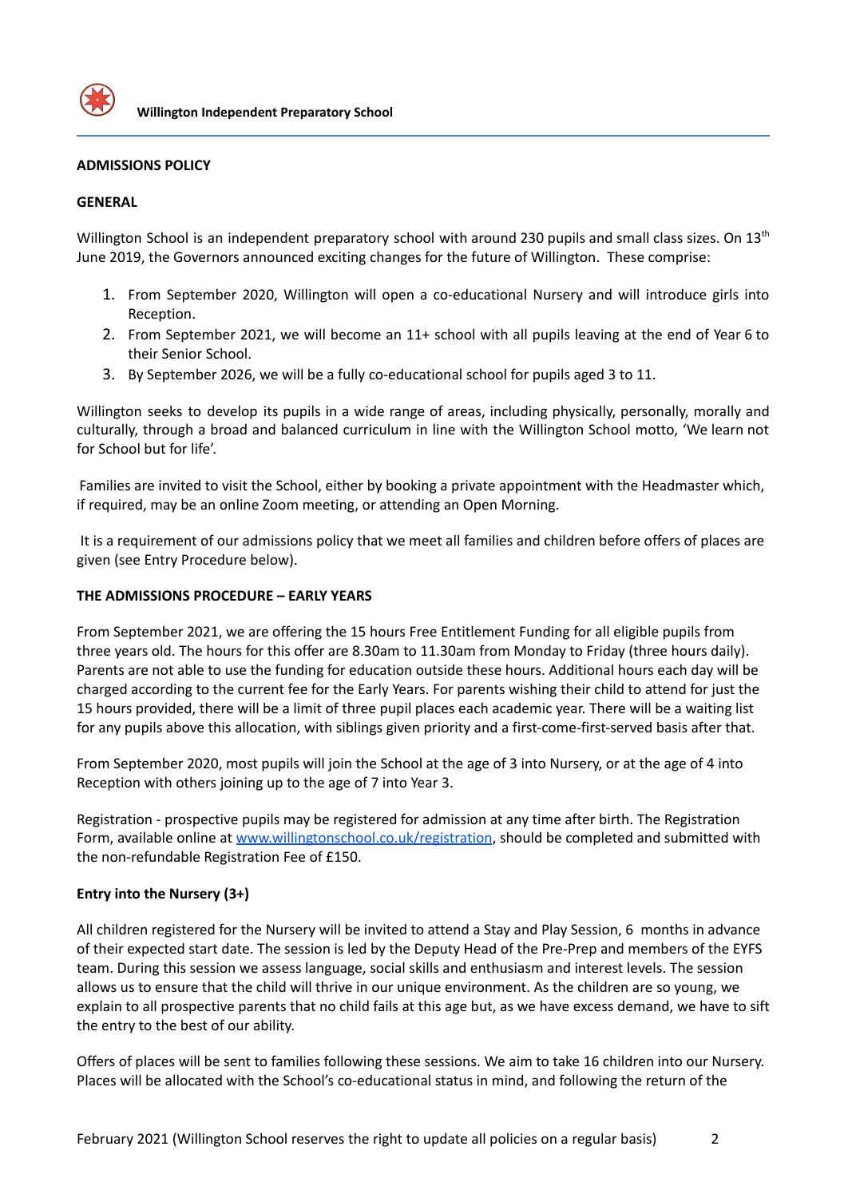## ADMISSIONS POLICY

### GENERAL

Willington School is an independent preparatory school with around 230 pupils and small class sizes. On 13th June 2019, the Governors announced exciting changes for the future of Willington. These comprise:

1. From September 2020, Willington will open a co-educational Nursery and will introduce girls into Reception.
2. From September 2021, we will become an 11+ school with all pupils leaving at the end of Year 6 to their Senior School.
3. By September 2026, we will be a fully co-educational school for pupils aged 3 to 11.

Willington seeks to develop its pupils in a wide range of areas, including physically, personally, morally and culturally, through a broad and balanced curriculum in line with the Willington School motto, 'We learn not for School but for life'.

Families are invited to visit the School, either by booking a private appointment with the Headmaster which, if required, may be an online Zoom meeting, or attending an Open Morning.

It is a requirement of our admissions policy that we meet all families and children before offers of places are given (see Entry Procedure below).

### THE ADMISSIONS PROCEDURE – EARLY YEARS

From September 2021, we are offering the 15 hours Free Entitlement Funding for all eligible pupils from three years old. The hours for this offer are 8.30am to 11.30am from Monday to Friday (three hours daily). Parents are not able to use the funding for education outside these hours. Additional hours each day will be charged according to the current fee for the Early Years. For parents wishing their child to attend for just the 15 hours provided, there will be a limit of three pupil places each academic year. There will be a waiting list for any pupils above this allocation, with siblings given priority and a first-come-first-served basis after that.

From September 2020, most pupils will join the School at the age of 3 into Nursery, or at the age of 4 into Reception with others joining up to the age of 7 into Year 3.

Registration - prospective pupils may be registered for admission at any time after birth. The Registration Form, available online at [www.willingtonschool.co.uk/registration](http://www.willingtonschool.co.uk/registration), should be completed and submitted with the non-refundable Registration Fee of £150.

#### Entry into the Nursery (3+)

All children registered for the Nursery will be invited to attend a Stay and Play Session, 6 months in advance of their expected start date. The session is led by the Deputy Head of the Pre-Prep and members of the EYFS team. During this session we assess language, social skills and enthusiasm and interest levels. The session allows us to ensure that the child will thrive in our unique environment. As the children are so young, we explain to all prospective parents that no child fails at this age but, as we have excess demand, we have to sift the entry to the best of our ability.

Offers of places will be sent to families following these sessions. We aim to take 16 children into our Nursery. Places will be allocated with the School's co-educational status in mind, and following the return of the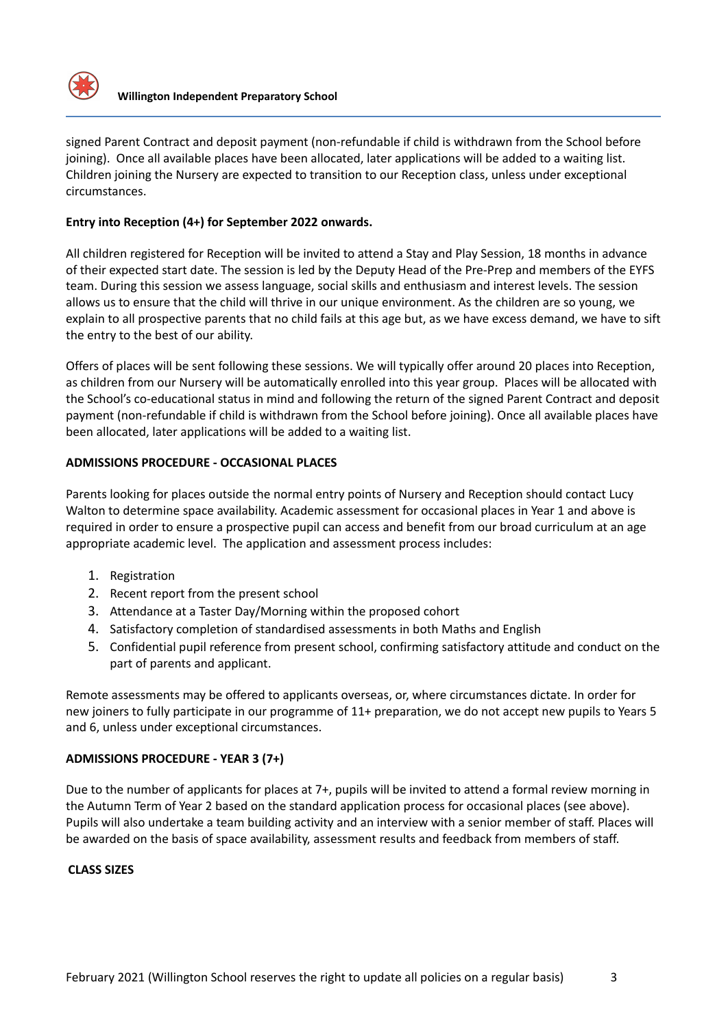signed Parent Contract and deposit payment (non-refundable if child is withdrawn from the School before joining). Once all available places have been allocated, later applications will be added to a waiting list. Children joining the Nursery are expected to transition to our Reception class, unless under exceptional circumstances.

**Entry into Reception (4+) for September 2022 onwards.**

All children registered for Reception will be invited to attend a Stay and Play Session, 18 months in advance of their expected start date. The session is led by the Deputy Head of the Pre-Prep and members of the EYFS team. During this session we assess language, social skills and enthusiasm and interest levels. The session allows us to ensure that the child will thrive in our unique environment. As the children are so young, we explain to all prospective parents that no child fails at this age but, as we have excess demand, we have to sift the entry to the best of our ability.

Offers of places will be sent following these sessions. We will typically offer around 20 places into Reception, as children from our Nursery will be automatically enrolled into this year group. Places will be allocated with the School's co-educational status in mind and following the return of the signed Parent Contract and deposit payment (non-refundable if child is withdrawn from the School before joining). Once all available places have been allocated, later applications will be added to a waiting list.

**ADMISSIONS PROCEDURE - OCCASIONAL PLACES**

Parents looking for places outside the normal entry points of Nursery and Reception should contact Lucy Walton to determine space availability. Academic assessment for occasional places in Year 1 and above is required in order to ensure a prospective pupil can access and benefit from our broad curriculum at an age appropriate academic level. The application and assessment process includes:

1. Registration
2. Recent report from the present school
3. Attendance at a Taster Day/Morning within the proposed cohort
4. Satisfactory completion of standardised assessments in both Maths and English
5. Confidential pupil reference from present school, confirming satisfactory attitude and conduct on the part of parents and applicant.

Remote assessments may be offered to applicants overseas, or, where circumstances dictate. In order for new joiners to fully participate in our programme of 11+ preparation, we do not accept new pupils to Years 5 and 6, unless under exceptional circumstances.

**ADMISSIONS PROCEDURE - YEAR 3 (7+)**

Due to the number of applicants for places at 7+, pupils will be invited to attend a formal review morning in the Autumn Term of Year 2 based on the standard application process for occasional places (see above). Pupils will also undertake a team building activity and an interview with a senior member of staff. Places will be awarded on the basis of space availability, assessment results and feedback from members of staff.

**CLASS SIZES**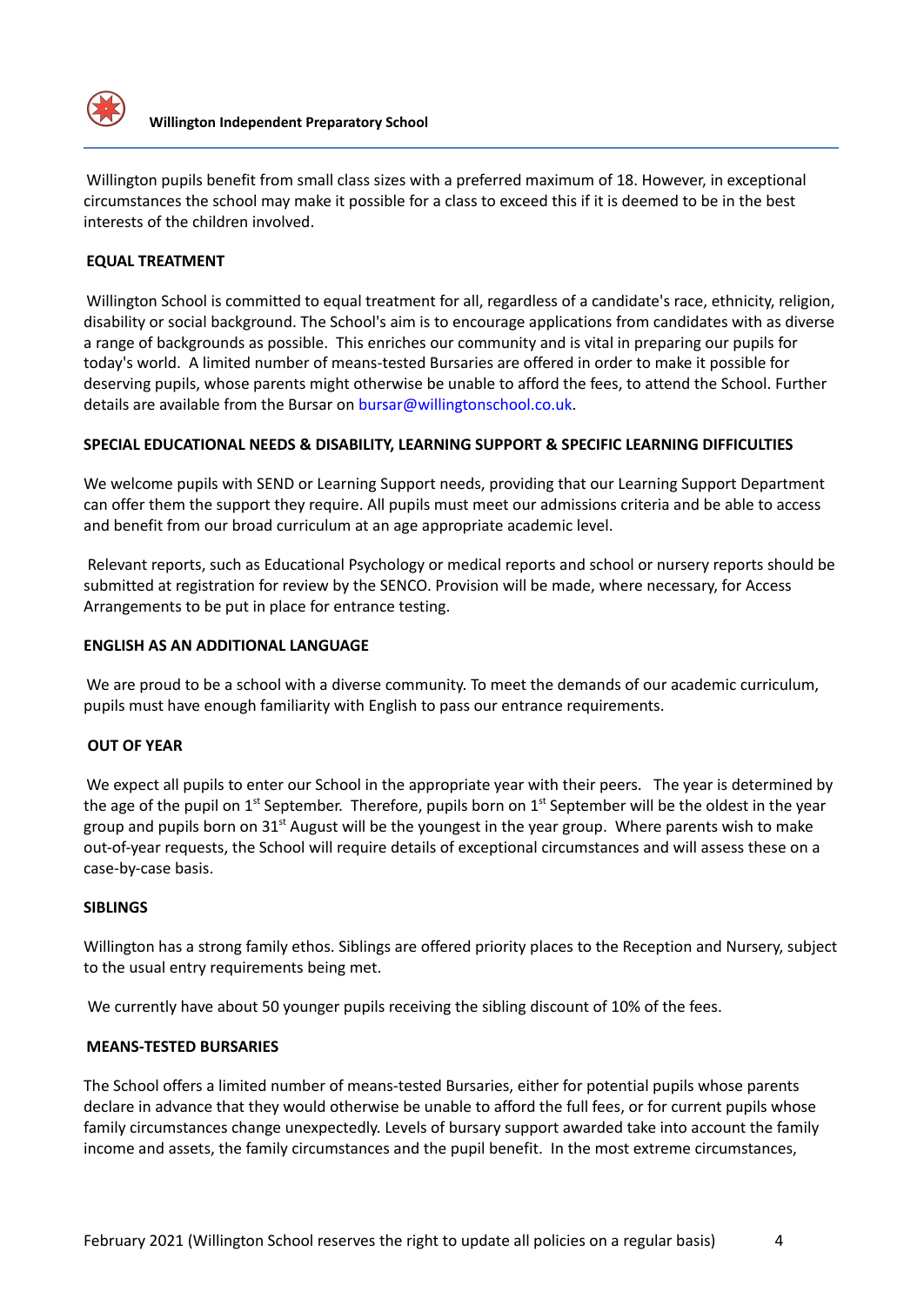Willington pupils benefit from small class sizes with a preferred maximum of 18. However, in exceptional circumstances the school may make it possible for a class to exceed this if it is deemed to be in the best interests of the children involved.

**EQUAL TREATMENT**

Willington School is committed to equal treatment for all, regardless of a candidate's race, ethnicity, religion, disability or social background. The School's aim is to encourage applications from candidates with as diverse a range of backgrounds as possible. This enriches our community and is vital in preparing our pupils for today's world. A limited number of means-tested Bursaries are offered in order to make it possible for deserving pupils, whose parents might otherwise be unable to afford the fees, to attend the School. Further details are available from the Bursar on bursar@willingtonschool.co.uk.

**SPECIAL EDUCATIONAL NEEDS & DISABILITY, LEARNING SUPPORT & SPECIFIC LEARNING DIFFICULTIES**

We welcome pupils with SEND or Learning Support needs, providing that our Learning Support Department can offer them the support they require. All pupils must meet our admissions criteria and be able to access and benefit from our broad curriculum at an age appropriate academic level.

Relevant reports, such as Educational Psychology or medical reports and school or nursery reports should be submitted at registration for review by the SENCO. Provision will be made, where necessary, for Access Arrangements to be put in place for entrance testing.

**ENGLISH AS AN ADDITIONAL LANGUAGE**

We are proud to be a school with a diverse community. To meet the demands of our academic curriculum, pupils must have enough familiarity with English to pass our entrance requirements.

**OUT OF YEAR**

We expect all pupils to enter our School in the appropriate year with their peers. The year is determined by the age of the pupil on 1st September. Therefore, pupils born on 1st September will be the oldest in the year group and pupils born on 31st August will be the youngest in the year group. Where parents wish to make out-of-year requests, the School will require details of exceptional circumstances and will assess these on a case-by-case basis.

**SIBLINGS**

Willington has a strong family ethos. Siblings are offered priority places to the Reception and Nursery, subject to the usual entry requirements being met.

We currently have about 50 younger pupils receiving the sibling discount of 10% of the fees.

**MEANS-TESTED BURSARIES**

The School offers a limited number of means-tested Bursaries, either for potential pupils whose parents declare in advance that they would otherwise be unable to afford the full fees, or for current pupils whose family circumstances change unexpectedly. Levels of bursary support awarded take into account the family income and assets, the family circumstances and the pupil benefit. In the most extreme circumstances,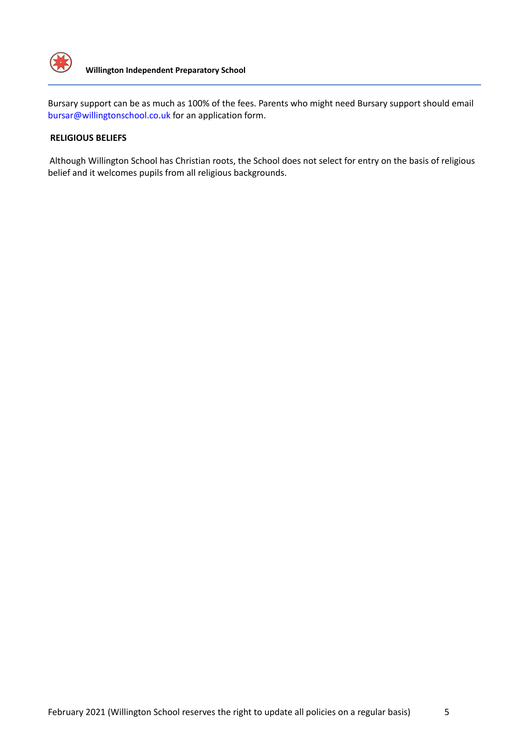Bursary support can be as much as 100% of the fees. Parents who might need Bursary support should email bursar@willingtonschool.co.uk for an application form.

**RELIGIOUS BELIEFS**

Although Willington School has Christian roots, the School does not select for entry on the basis of religious belief and it welcomes pupils from all religious backgrounds.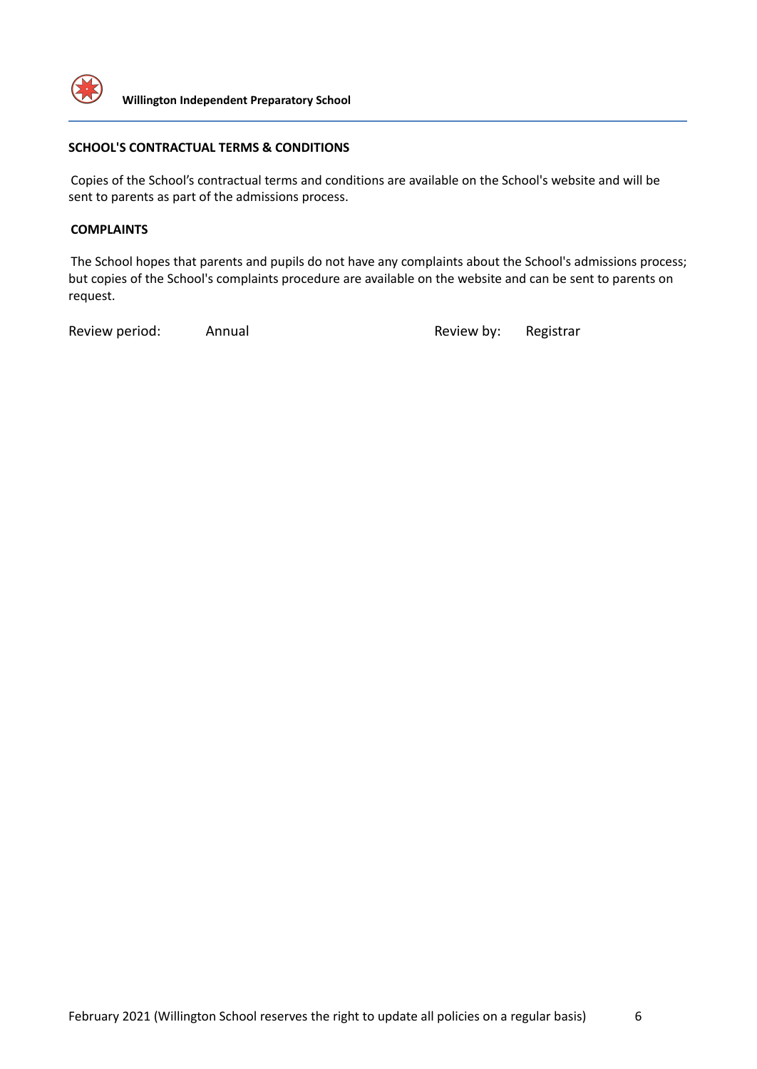## SCHOOL'S CONTRACTUAL TERMS & CONDITIONS

Copies of the School's contractual terms and conditions are available on the School's website and will be sent to parents as part of the admissions process.

## COMPLAINTS

The School hopes that parents and pupils do not have any complaints about the School's admissions process; but copies of the School's complaints procedure are available on the website and can be sent to parents on request.

| | | | |
|---|---|---|---|
| Review period: | Annual | Review by: | Registrar |